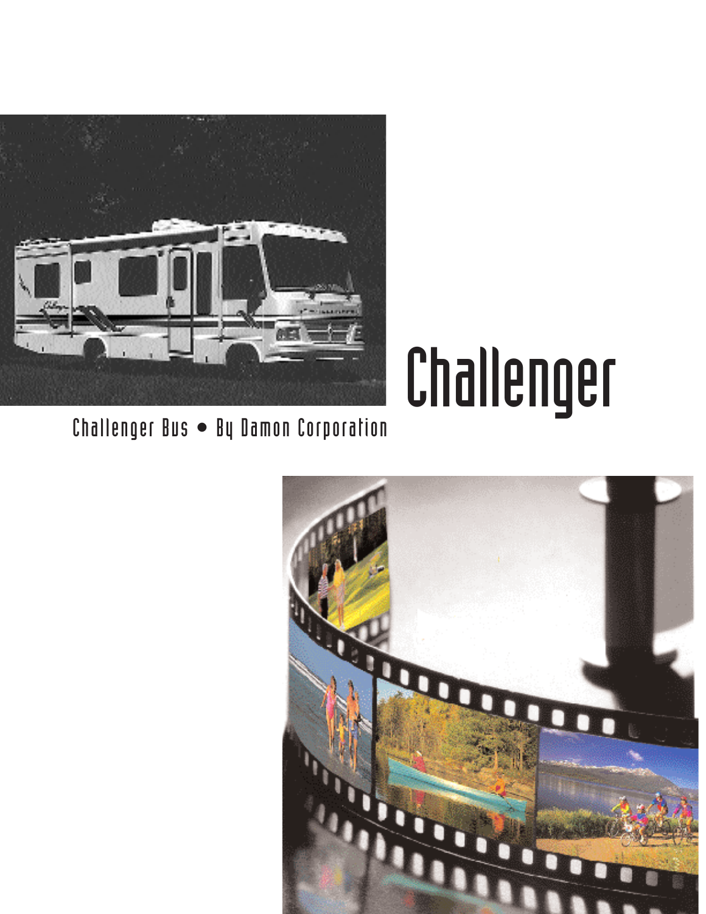# Challenger

Challenger Bus • By Damon Corporation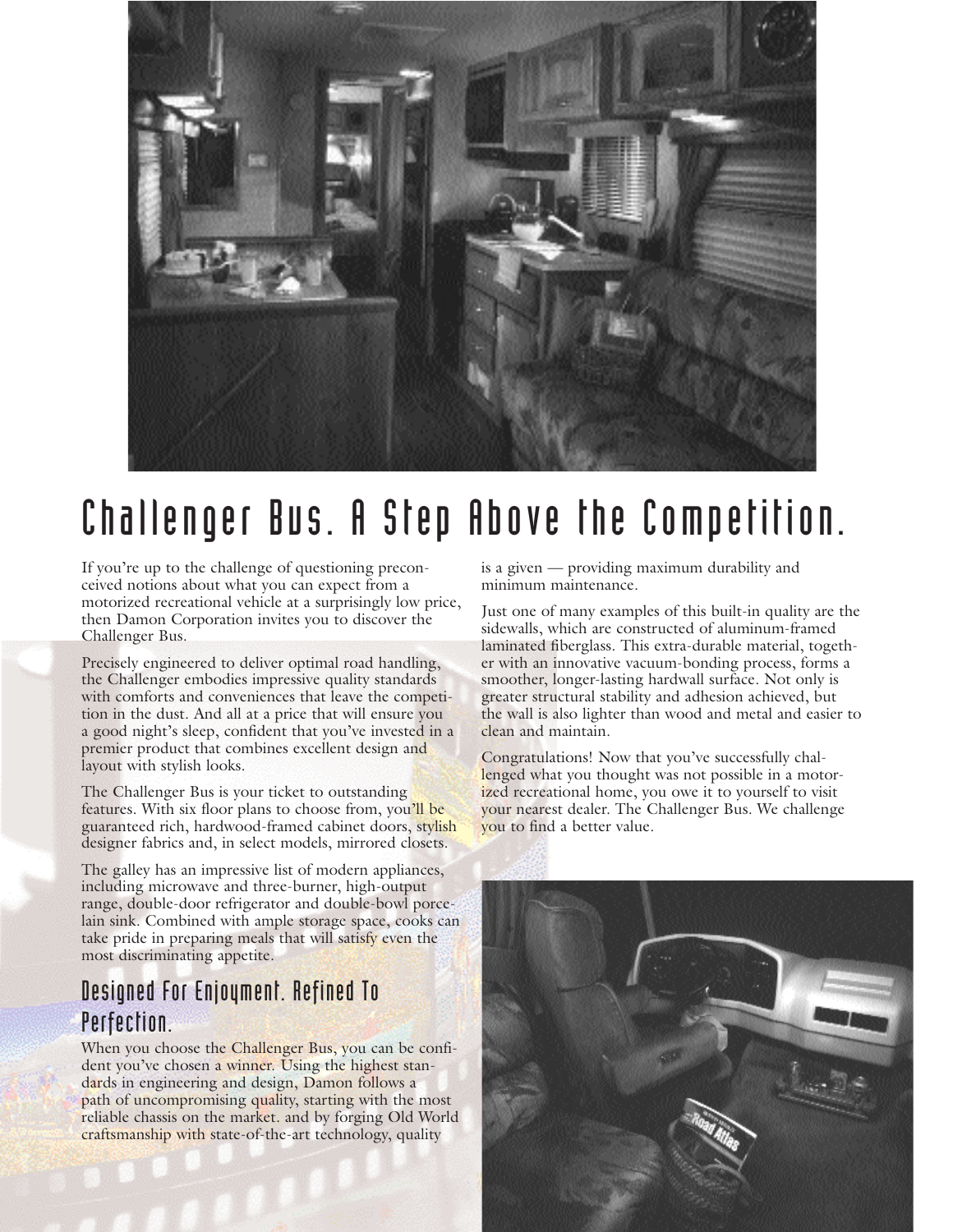# Challenger Bus. A Step Above the Competition.

If you're up to the challenge of questioning preconceived notions about what you can expect from a motorized recreational vehicle at a surprisingly low price, then Damon Corporation invites you to discover the Challenger Bus.

Precisely engineered to deliver optimal road handling, the Challenger embodies impressive quality standards with comforts and conveniences that leave the competition in the dust. And all at a price that will ensure you a good night's sleep, confident that you've invested in a premier product that combines excellent design and layout with stylish looks.

The Challenger Bus is your ticket to outstanding features. With six floor plans to choose from, you'll be guaranteed rich, hardwood-framed cabinet doors, stylish designer fabrics and, in select models, mirrored closets.

The galley has an impressive list of modern appliances, including microwave and three-burner, high-output range, double-door refrigerator and double-bowl porcelain sink. Combined with ample storage space, cooks can take pride in preparing meals that will satisfy even the most discriminating appetite.

## Designed For Enjoyment. Refined To Perfection.

When you choose the Challenger Bus, you can be confident you've chosen a winner. Using the highest standards in engineering and design, Damon follows a path of uncompromising quality, starting with the most reliable chassis on the market. and by forging Old World craftsmanship with state-of-the-art technology, quality is a given — providing maximum durability and minimum maintenance.

Just one of many examples of this built-in quality are the sidewalls, which are constructed of aluminum-framed laminated fiberglass. This extra-durable material, together with an innovative vacuum-bonding process, forms a smoother, longer-lasting hardwall surface. Not only is greater structural stability and adhesion achieved, but the wall is also lighter than wood and metal and easier to clean and maintain.

Congratulations! Now that you've successfully challenged what you thought was not possible in a motorized recreational home, you owe it to yourself to visit your nearest dealer. The Challenger Bus. We challenge you to find a better value.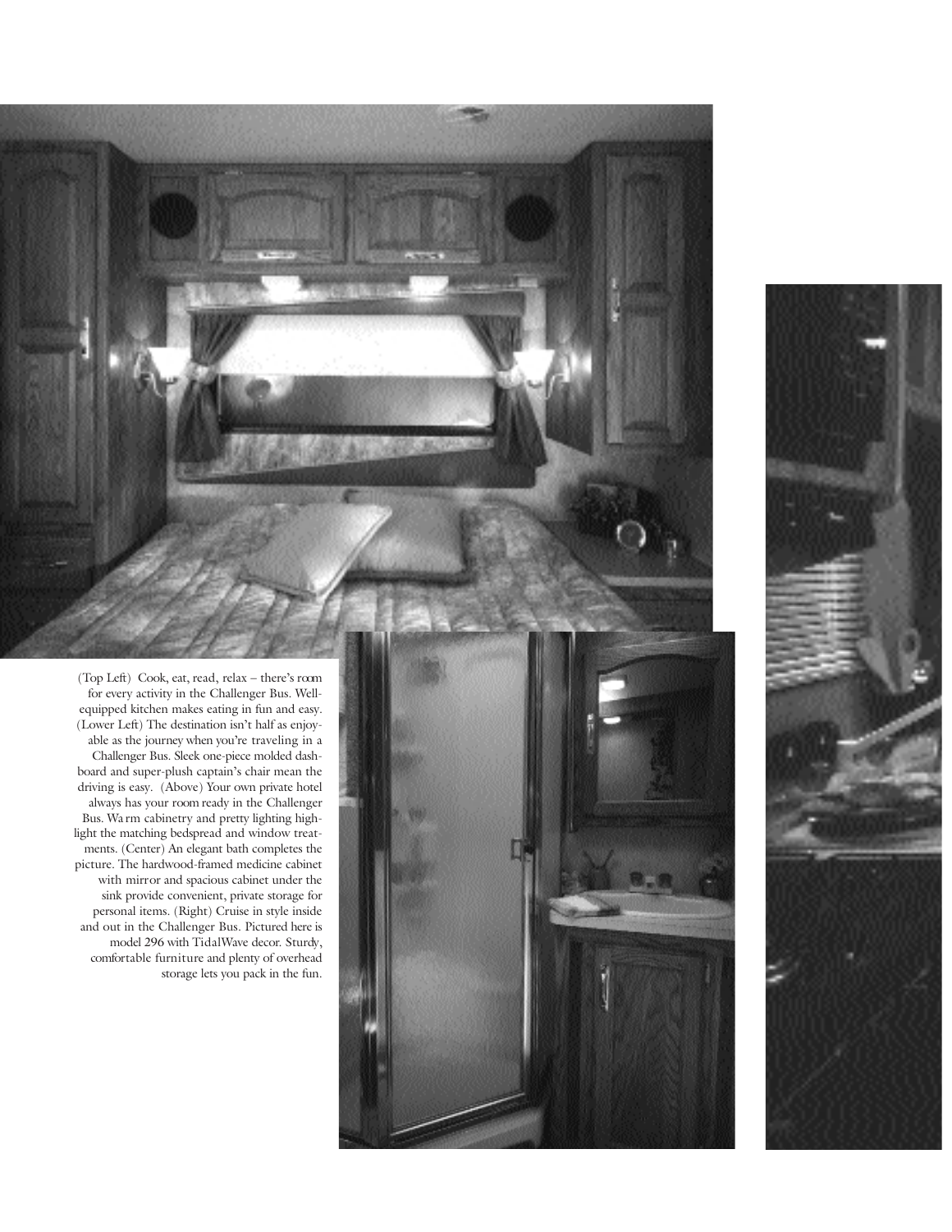(Top Left) Cook, eat, read, relax – there's room for every activity in the Challenger Bus. Well-equipped kitchen makes eating in fun and easy. (Lower Left) The destination isn't half as enjoyable as the journey when you're traveling in a Challenger Bus. Sleek one-piece molded dashboard and super-plush captain's chair mean the driving is easy. (Above) Your own private hotel always has your room ready in the Challenger Bus. Warm cabinetry and pretty lighting highlight the matching bedspread and window treatments. (Center) An elegant bath completes the picture. The hardwood-framed medicine cabinet with mirror and spacious cabinet under the sink provide convenient, private storage for personal items. (Right) Cruise in style inside and out in the Challenger Bus. Pictured here is model 296 with TidalWave decor. Sturdy, comfortable furniture and plenty of overhead storage lets you pack in the fun.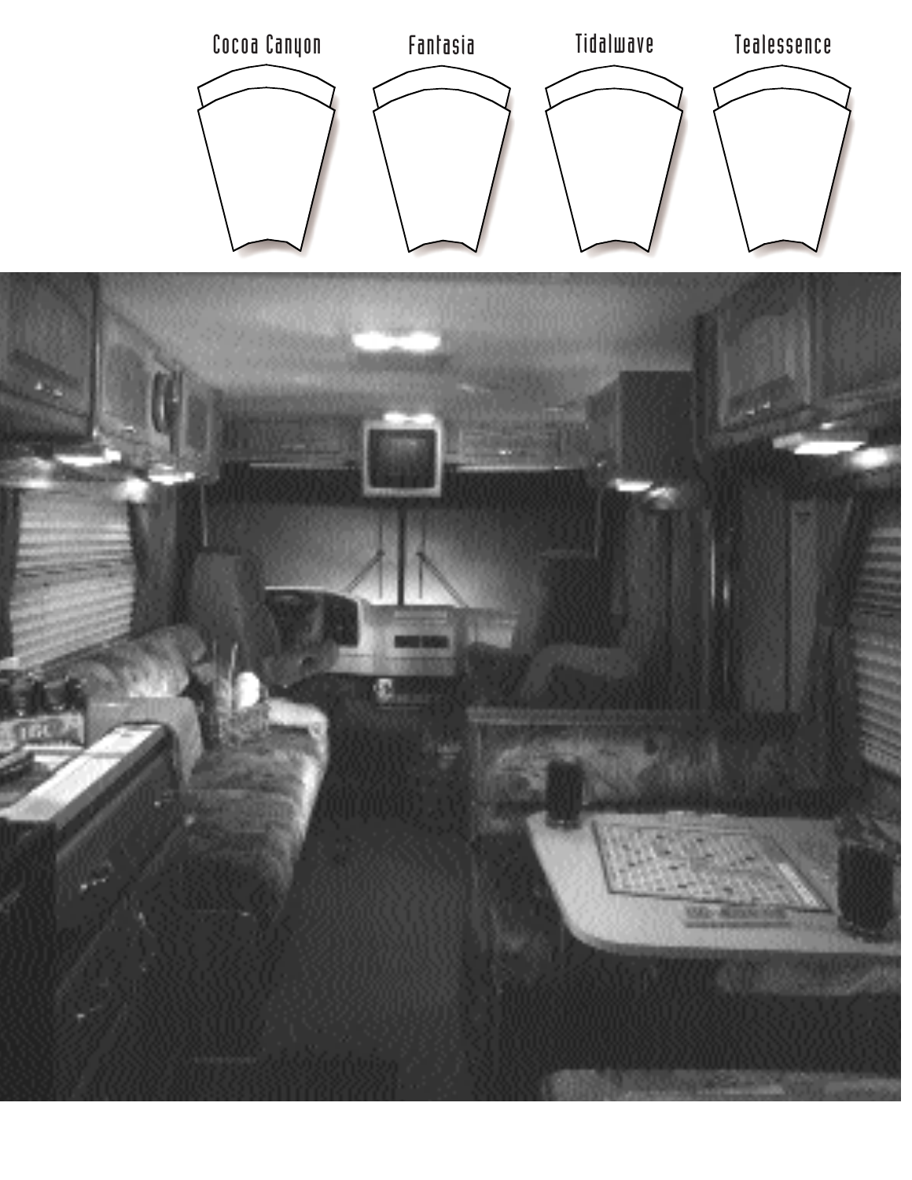Cocoa Canyon

Fantasia

Tidalwave

Tealessence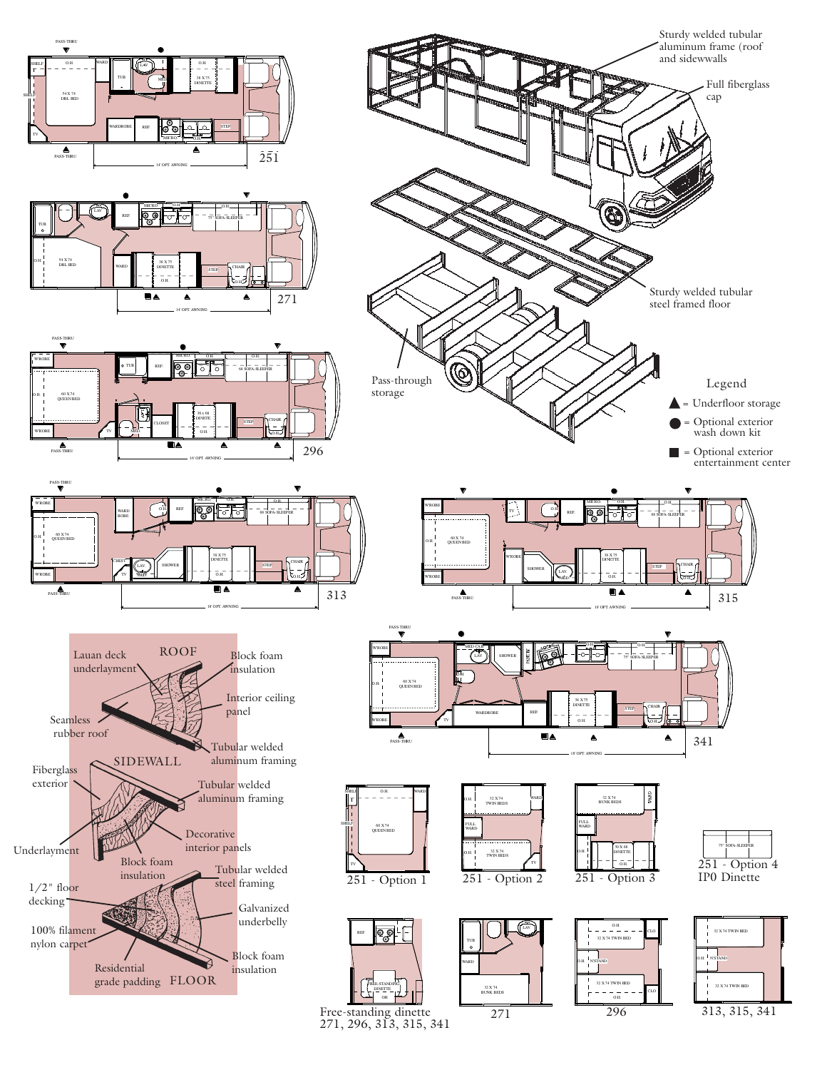Sturdy welded tubular aluminum frame (roof and sidewalls)

Full fiberglass cap

Sturdy welded tubular steel framed floor

Pass-through storage

## Legend

▲ = Underfloor storage

● = Optional exterior wash down kit

■ = Optional exterior entertainment center

251

271

296

313

315

341

ROOF

Lauan deck underlayment

Block foam insulation

Interior ceiling panel

Seamless rubber roof

Tubular welded aluminum framing

SIDEWALL

Fiberglass exterior

Tubular welded aluminum framing

Decorative interior panels

Underlayment

Block foam insulation

Tubular welded steel framing

1/2" floor decking

Galvanized underbelly

100% filament nylon carpet

Block foam insulation

Residential grade padding

FLOOR

251 - Option 1

251 - Option 2

251 - Option 3

251 - Option 4 IP0 Dinette

Free-standing dinette 271, 296, 313, 315, 341

271

296

313, 315, 341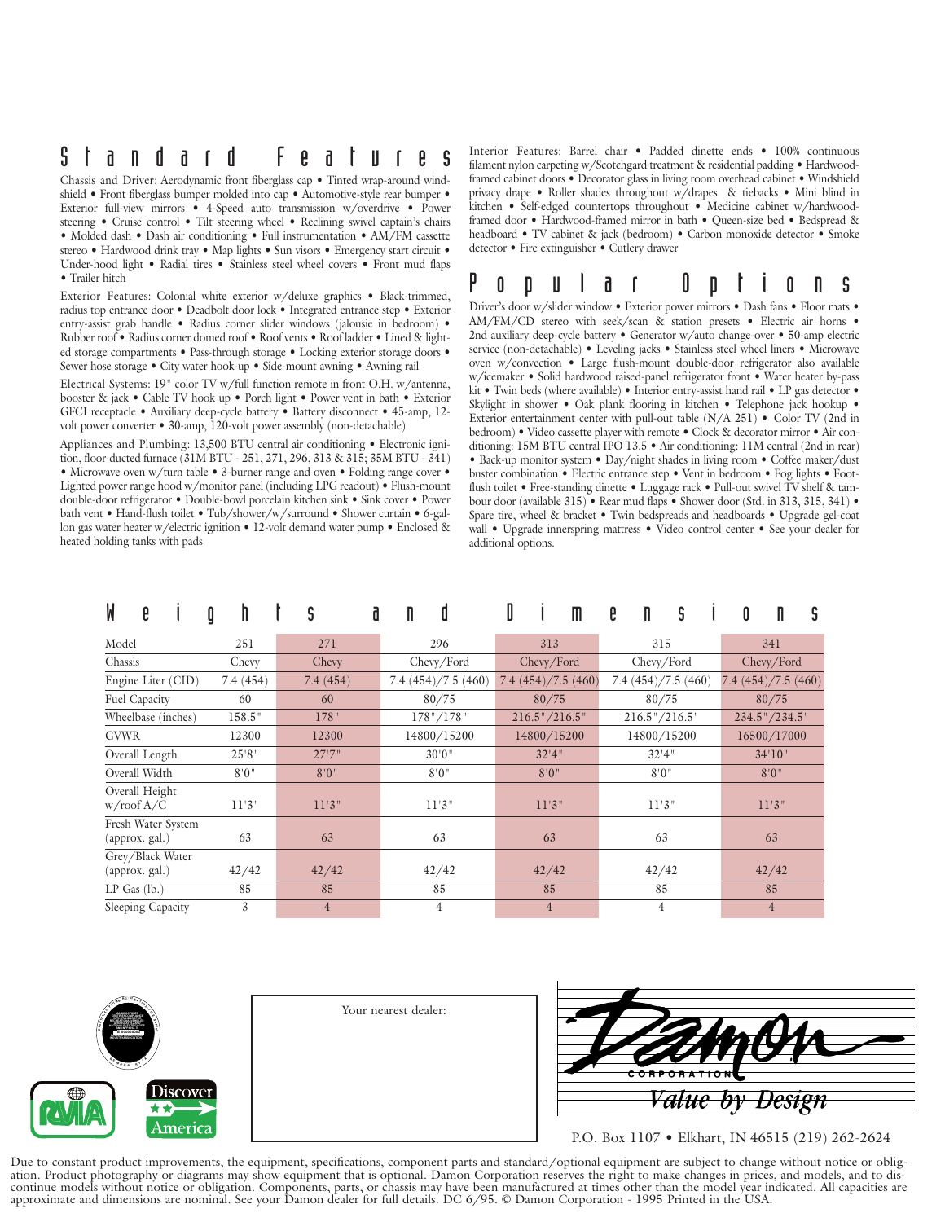## Standard Features

Chassis and Driver: Aerodynamic front fiberglass cap • Tinted wrap-around windshield • Front fiberglass bumper molded into cap • Automotive-style rear bumper • Exterior full-view mirrors • 4-Speed auto transmission w/overdrive • Power steering • Cruise control • Tilt steering wheel • Reclining swivel captain's chairs • Molded dash • Dash air conditioning • Full instrumentation • AM/FM cassette stereo • Hardwood drink tray • Map lights • Sun visors • Emergency start circuit • Under-hood light • Radial tires • Stainless steel wheel covers • Front mud flaps • Trailer hitch

Exterior Features: Colonial white exterior w/deluxe graphics • Black-trimmed, radius top entrance door • Deadbolt door lock • Integrated entrance step • Exterior entry-assist grab handle • Radius corner slider windows (jalousie in bedroom) • Rubber roof • Radius corner domed roof • Roof vents • Roof ladder • Lined & lighted storage compartments • Pass-through storage • Locking exterior storage doors • Sewer hose storage • City water hook-up • Side-mount awning • Awning rail

Electrical Systems: 19" color TV w/full function remote in front O.H. w/antenna, booster & jack • Cable TV hook up • Porch light • Power vent in bath • Exterior GFCI receptacle • Auxiliary deep-cycle battery • Battery disconnect • 45-amp, 12-volt power converter • 30-amp, 120-volt power assembly (non-detachable)

Appliances and Plumbing: 13,500 BTU central air conditioning • Electronic ignition, floor-ducted furnace (31M BTU - 251, 271, 296, 313 & 315; 35M BTU - 341) • Microwave oven w/turn table • 3-burner range and oven • Folding range cover • Lighted power range hood w/monitor panel (including LPG readout) • Flush-mount double-door refrigerator • Double-bowl porcelain kitchen sink • Sink cover • Power bath vent • Hand-flush toilet • Tub/shower/w/surround • Shower curtain • 6-gallon gas water heater w/electric ignition • 12-volt demand water pump • Enclosed & heated holding tanks with pads

Interior Features: Barrel chair • Padded dinette ends • 100% continuous filament nylon carpeting w/Scotchgard treatment & residential padding • Hardwood-framed cabinet doors • Decorator glass in living room overhead cabinet • Windshield privacy drape • Roller shades throughout w/drapes & tiebacks • Mini blind in kitchen • Self-edged countertops throughout • Medicine cabinet w/hardwood-framed door • Hardwood-framed mirror in bath • Queen-size bed • Bedspread & headboard • TV cabinet & jack (bedroom) • Carbon monoxide detector • Smoke detector • Fire extinguisher • Cutlery drawer

## Popular Options

Driver's door w/slider window • Exterior power mirrors • Dash fans • Floor mats • AM/FM/CD stereo with seek/scan & station presets • Electric air horns • 2nd auxiliary deep-cycle battery • Generator w/auto change-over • 50-amp electric service (non-detachable) • Leveling jacks • Stainless steel wheel liners • Microwave oven w/convection • Large flush-mount double-door refrigerator also available w/icemaker • Solid hardwood raised-panel refrigerator front • Water heater by-pass kit • Twin beds (where available) • Interior entry-assist hand rail • LP gas detector • Skylight in shower • Oak plank flooring in kitchen • Telephone jack hookup • Exterior entertainment center with pull-out table (N/A 251) • Color TV (2nd in bedroom) • Video cassette player with remote • Clock & decorator mirror • Air conditioning: 15M BTU central IPO 13.5 • Air conditioning: 11M central (2nd in rear) • Back-up monitor system • Day/night shades in living room • Coffee maker/dust buster combination • Electric entrance step • Vent in bedroom • Fog lights • Foot-flush toilet • Free-standing dinette • Luggage rack • Pull-out swivel TV shelf & tambour door (available 315) • Rear mud flaps • Shower door (Std. in 313, 315, 341) • Spare tire, wheel & bracket • Twin bedspreads and headboards • Upgrade gel-coat wall • Upgrade innerspring mattress • Video control center • See your dealer for additional options.

## Weights and Dimensions

| Model | 251 | 271 | 296 | 313 | 315 | 341 |
|---|---|---|---|---|---|---|
| Chassis | Chevy | Chevy | Chevy/Ford | Chevy/Ford | Chevy/Ford | Chevy/Ford |
| Engine Liter (CID) | 7.4 (454) | 7.4 (454) | 7.4 (454)/7.5 (460) | 7.4 (454)/7.5 (460) | 7.4 (454)/7.5 (460) | 7.4 (454)/7.5 (460) |
| Fuel Capacity | 60 | 60 | 80/75 | 80/75 | 80/75 | 80/75 |
| Wheelbase (inches) | 158.5" | 178" | 178"/178" | 216.5"/216.5" | 216.5"/216.5" | 234.5"/234.5" |
| GVWR | 12300 | 12300 | 14800/15200 | 14800/15200 | 14800/15200 | 16500/17000 |
| Overall Length | 25'8" | 27'7" | 30'0" | 32'4" | 32'4" | 34'10" |
| Overall Width | 8'0" | 8'0" | 8'0" | 8'0" | 8'0" | 8'0" |
| Overall Height w/roof A/C | 11'3" | 11'3" | 11'3" | 11'3" | 11'3" | 11'3" |
| Fresh Water System (approx. gal.) | 63 | 63 | 63 | 63 | 63 | 63 |
| Grey/Black Water (approx. gal.) | 42/42 | 42/42 | 42/42 | 42/42 | 42/42 | 42/42 |
| LP Gas (lb.) | 85 | 85 | 85 | 85 | 85 | 85 |
| Sleeping Capacity | 3 | 4 | 4 | 4 | 4 | 4 |

Your nearest dealer:

Damon CORPORATION

*Value by Design*

P.O. Box 1107 • Elkhart, IN 46515 (219) 262-2624

Due to constant product improvements, the equipment, specifications, component parts and standard/optional equipment are subject to change without notice or obligation. Product photography or diagrams may show equipment that is optional. Damon Corporation reserves the right to make changes in prices, and models, and to discontinue models without notice or obligation. Components, parts, or chassis may have been manufactured at times other than the model year indicated. All capacities are approximate and dimensions are nominal. See your Damon dealer for full details. DC 6/95. © Damon Corporation - 1995 Printed in the USA.